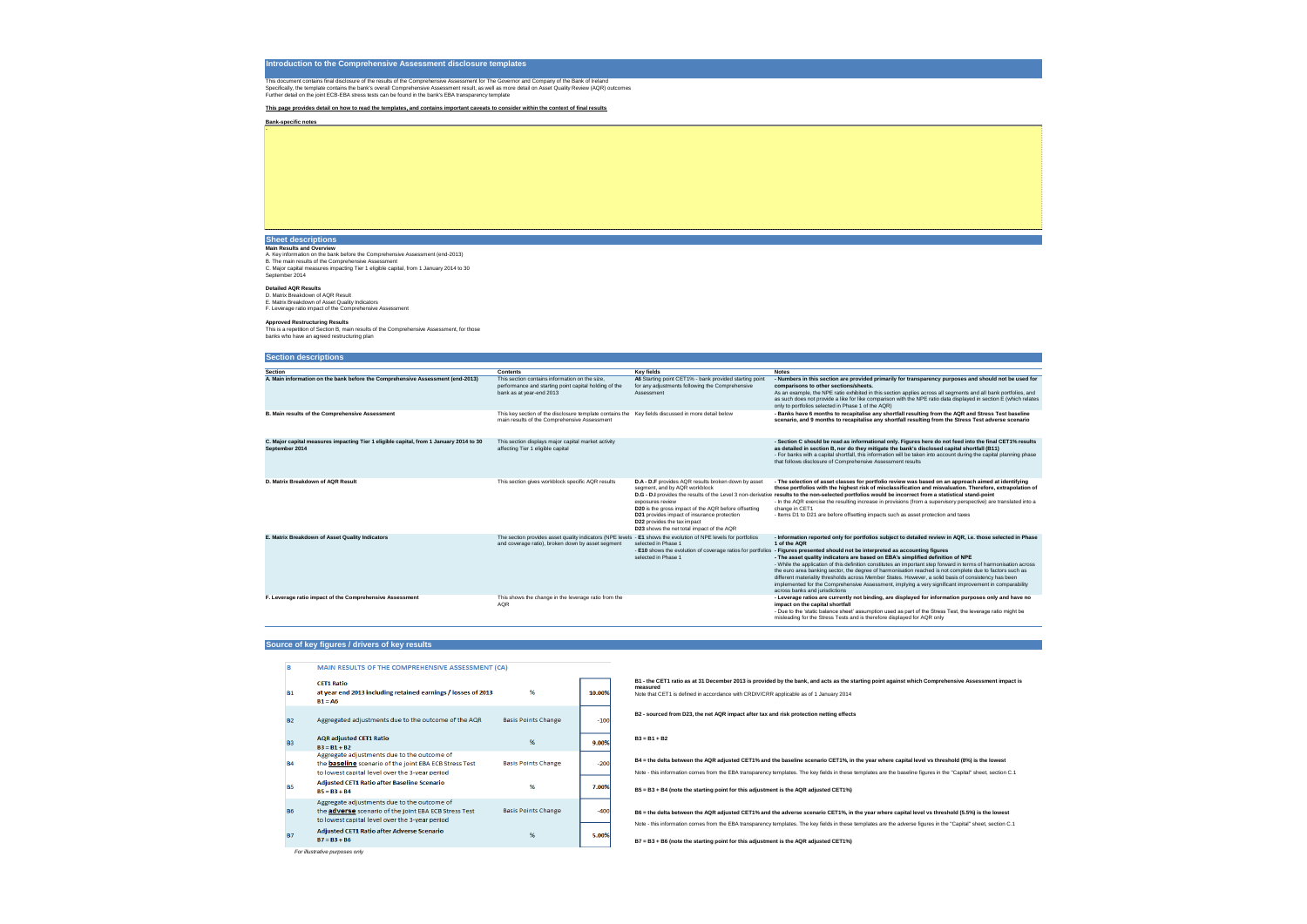## Introduction to the Comprehensive Assessment disclosure templates

This document contains final disclosure of the results of the Comprehensive Assessment for The Governor and Company of the Bank of Ireland
Specifically, the template contains the bank's overall Comprehensive Assessment result, as well as more detail on Asset Quality Review (AQR) outcomes
Further detail on the joint ECB-EBA stress tests can be found in the bank's EBA transparency template

**This page provides detail on how to read the templates, and contains important caveats to consider within the context of final results**

**Bank-specific notes**

-

## Sheet descriptions

**Main Results and Overview**
A. Key information on the bank before the Comprehensive Assessment (end-2013)
B. The main results of the Comprehensive Assessment
C. Major capital measures impacting Tier 1 eligible capital, from 1 January 2014 to 30 September 2014

**Detailed AQR Results**
D. Matrix Breakdown of AQR Result
E. Matrix Breakdown of Asset Quality Indicators
F. Leverage ratio impact of the Comprehensive Assessment

**Approved Restructuring Results**
This is a repetition of Section B, main results of the Comprehensive Assessment, for those banks who have an agreed restructuring plan

## Section descriptions

| Section | Contents | Key fields | Notes |
|---|---|---|---|
| **A. Main information on the bank before the Comprehensive Assessment (end-2013)** | This section contains information on the size, performance and starting point capital holding of the bank as at year-end 2013 | **A6** Starting point CET1% - bank provided starting point for any adjustments following the Comprehensive Assessment | **- Numbers in this section are provided primarily for transparency purposes and should not be used for comparisons to other sections/sheets.** As an example, the NPE ratio exhibited in this section applies across all segments and all bank portfolios, and as such does not provide a like for like comparison with the NPE ratio data displayed in section E (which relates only to portfolios selected in Phase 1 of the AQR) |
| **B. Main results of the Comprehensive Assessment** | This key section of the disclosure template contains the main results of the Comprehensive Assessment | Key fields discussed in more detail below | **- Banks have 6 months to recapitalise any shortfall resulting from the AQR and Stress Test baseline scenario, and 9 months to recapitalise any shortfall resulting from the Stress Test adverse scenario** |
| **C. Major capital measures impacting Tier 1 eligible capital, from 1 January 2014 to 30 September 2014** | This section displays major capital market activity affecting Tier 1 eligible capital | | **- Section C should be read as informational only. Figures here do not feed into the final CET1% results as detailed in section B, nor do they mitigate the bank's disclosed capital shortfall (B11)**<br>- For banks with a capital shortfall, this information will be taken into account during the capital planning phase that follows disclosure of Comprehensive Assessment results |
| **D. Matrix Breakdown of AQR Result** | This section gives workblock specific AQR results | **D.A - D.F** provides AQR results broken down by asset segment, and by AQR workblock<br>**D.G - D.J** provides the results of the Level 3 non-derivative exposures review<br>**D20** is the gross impact of the AQR before offsetting<br>**D21** provides impact of insurance protection<br>**D22** provides the tax impact<br>**D23** shows the net total impact of the AQR | **- The selection of asset classes for portfolio review was based on an approach aimed at identifying those portfolios with the highest risk of misclassification and misvaluation. Therefore, extrapolation of results to the non-selected portfolios would be incorrect from a statistical stand-point**<br>- In the AQR exercise the resulting increase in provisions (from a supervisory perspective) are translated into a change in CET1<br>- Items D1 to D21 are before offsetting impacts such as asset protection and taxes |
| **E. Matrix Breakdown of Asset Quality Indicators** | The section provides asset quality indicators (NPE levels and coverage ratio), broken down by asset segment | **- E1** shows the evolution of NPE levels for portfolios selected in Phase 1<br>**- E10** shows the evolution of coverage ratios for portfolios selected in Phase 1 | **- Information reported only for portfolios subject to detailed review in AQR, i.e. those selected in Phase 1 of the AQR**<br>**- Figures presented should not be interpreted as accounting figures**<br>**- The asset quality indicators are based on EBA's simplified definition of NPE**<br>- While the application of this definition constitutes an important step forward in terms of harmonisation across the euro area banking sector, the degree of harmonisation reached is not complete due to factors such as different materiality thresholds across Member States. However, a solid basis of consistency has been implemented for the Comprehensive Assessment, implying a very significant improvement in comparability across banks and jurisdictions |
| **F. Leverage ratio impact of the Comprehensive Assessment** | This shows the change in the leverage ratio from the AQR | | **- Leverage ratios are currently not binding, are displayed for information purposes only and have no impact on the capital shortfall**<br>- Due to the 'static balance sheet' assumption used as part of the Stress Test, the leverage ratio might be misleading for the Stress Tests and is therefore displayed for AQR only |

## Source of key figures / drivers of key results

| B | MAIN RESULTS OF THE COMPREHENSIVE ASSESSMENT (CA) | | | |
|---|---|---|---|---|
| B1 | **CET1 Ratio at year end 2013 including retained earnings / losses of 2013**<br>**B1 = A6** | % | 10.00% | **B1 - the CET1 ratio as at 31 December 2013 is provided by the bank, and acts as the starting point against which Comprehensive Assessment impact is measured**<br>Note that CET1 is defined in accordance with CRDIV/CRR applicable as of 1 January 2014 |
| B2 | Aggregated adjustments due to the outcome of the AQR | Basis Points Change | -100 | **B2 - sourced from D23, the net AQR impact after tax and risk protection netting effects** |
| B3 | **AQR adjusted CET1 Ratio**<br>**B3 = B1 + B2** | % | 9.00% | **B3 = B1 + B2** |
| B4 | Aggregate adjustments due to the outcome of the **baseline** scenario of the joint EBA ECB Stress Test to lowest capital level over the 3-year period | Basis Points Change | -200 | **B4 = the delta between the AQR adjusted CET1% and the baseline scenario CET1%, in the year where capital level vs threshold (8%) is the lowest**<br>Note - this information comes from the EBA transparency templates. The key fields in these templates are the baseline figures in the "Capital" sheet, section C.1 |
| B5 | **Adjusted CET1 Ratio after Baseline Scenario**<br>**B5 = B3 + B4** | % | 7.00% | **B5 = B3 + B4 (note the starting point for this adjustment is the AQR adjusted CET1%)** |
| B6 | Aggregate adjustments due to the outcome of the **adverse** scenario of the joint EBA ECB Stress Test to lowest capital level over the 3-year period | Basis Points Change | -400 | **B6 = the delta between the AQR adjusted CET1% and the adverse scenario CET1%, in the year where capital level vs threshold (5.5%) is the lowest**<br>Note - this information comes from the EBA transparency templates. The key fields in these templates are the adverse figures in the "Capital" sheet, section C.1 |
| B7 | **Adjusted CET1 Ratio after Adverse Scenario**<br>**B7 = B3 + B6** | % | 5.00% | **B7 = B3 + B6 (note the starting point for this adjustment is the AQR adjusted CET1%)** |

*For illustrative purposes only*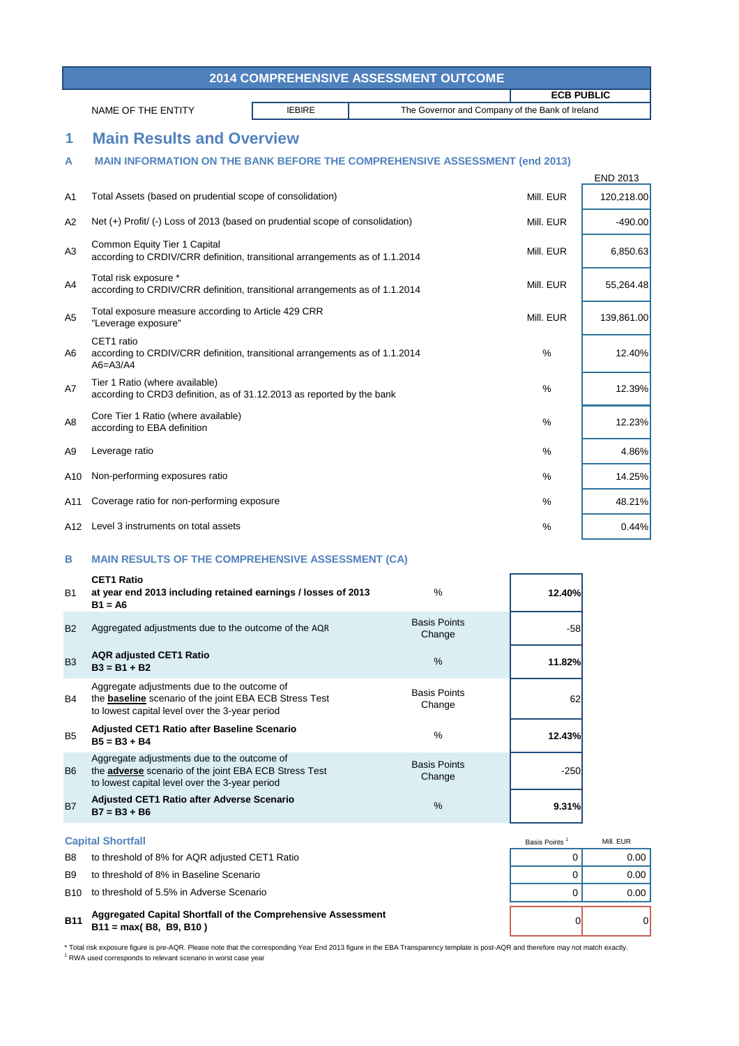## 2014 COMPREHENSIVE ASSESSMENT OUTCOME

**ECB PUBLIC**

| NAME OF THE ENTITY | IEBIRE | The Governor and Company of the Bank of Ireland |
|---|---|---|

# 1 Main Results and Overview

## A MAIN INFORMATION ON THE BANK BEFORE THE COMPREHENSIVE ASSESSMENT (end 2013)

| | | | END 2013 |
|---|---|---|---|
| A1 | Total Assets (based on prudential scope of consolidation) | Mill. EUR | 120,218.00 |
| A2 | Net (+) Profit/ (-) Loss of 2013 (based on prudential scope of consolidation) | Mill. EUR | -490.00 |
| A3 | Common Equity Tier 1 Capital according to CRDIV/CRR definition, transitional arrangements as of 1.1.2014 | Mill. EUR | 6,850.63 |
| A4 | Total risk exposure * according to CRDIV/CRR definition, transitional arrangements as of 1.1.2014 | Mill. EUR | 55,264.48 |
| A5 | Total exposure measure according to Article 429 CRR "Leverage exposure" | Mill. EUR | 139,861.00 |
| A6 | CET1 ratio according to CRDIV/CRR definition, transitional arrangements as of 1.1.2014 A6=A3/A4 | % | 12.40% |
| A7 | Tier 1 Ratio (where available) according to CRD3 definition, as of 31.12.2013 as reported by the bank | % | 12.39% |
| A8 | Core Tier 1 Ratio (where available) according to EBA definition | % | 12.23% |
| A9 | Leverage ratio | % | 4.86% |
| A10 | Non-performing exposures ratio | % | 14.25% |
| A11 | Coverage ratio for non-performing exposure | % | 48.21% |
| A12 | Level 3 instruments on total assets | % | 0.44% |

## B MAIN RESULTS OF THE COMPREHENSIVE ASSESSMENT (CA)

| | | | |
|---|---|---|---|
| B1 | **CET1 Ratio at year end 2013 including retained earnings / losses of 2013 B1 = A6** | % | **12.40%** |
| B2 | Aggregated adjustments due to the outcome of the AQR | Basis Points Change | -58 |
| B3 | **AQR adjusted CET1 Ratio B3 = B1 + B2** | % | **11.82%** |
| B4 | Aggregate adjustments due to the outcome of the **baseline** scenario of the joint EBA ECB Stress Test to lowest capital level over the 3-year period | Basis Points Change | 62 |
| B5 | **Adjusted CET1 Ratio after Baseline Scenario B5 = B3 + B4** | % | **12.43%** |
| B6 | Aggregate adjustments due to the outcome of the **adverse** scenario of the joint EBA ECB Stress Test to lowest capital level over the 3-year period | Basis Points Change | -250 |
| B7 | **Adjusted CET1 Ratio after Adverse Scenario B7 = B3 + B6** | % | **9.31%** |

### Capital Shortfall

| | | Basis Points [1] | Mill. EUR |
|---|---|---|---|
| B8 | to threshold of 8% for AQR adjusted CET1 Ratio | 0 | 0.00 |
| B9 | to threshold of 8% in Baseline Scenario | 0 | 0.00 |
| B10 | to threshold of 5.5% in Adverse Scenario | 0 | 0.00 |
| **B11** | **Aggregated Capital Shortfall of the Comprehensive Assessment B11 = max( B8, B9, B10 )** | 0 | 0 |

* Total risk exposure figure is pre-AQR. Please note that the corresponding Year End 2013 figure in the EBA Transparency template is post-AQR and therefore may not match exactly.

[1] RWA used corresponds to relevant scenario in worst case year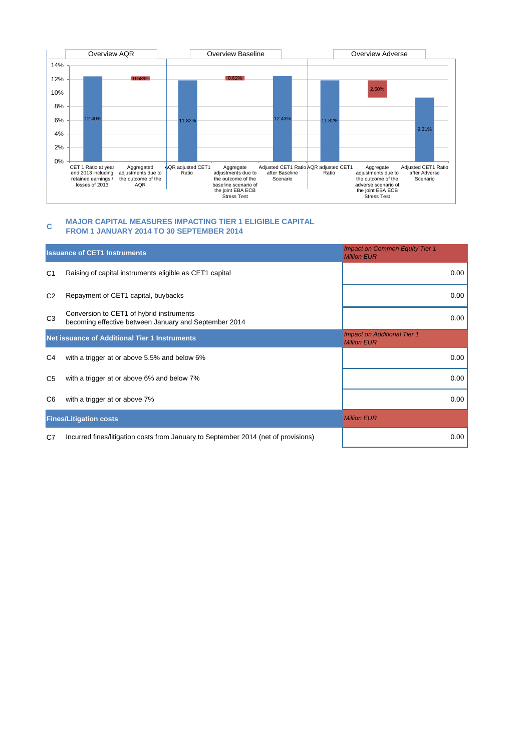| | Overview AQR | | | Overview Baseline | | | Overview Adverse | |
|---|---|---|---|---|---|---|---|---|
| | CET 1 Ratio at year end 2013 including retained earnings / losses of 2013 | Aggregated adjustments due to the outcome of the AQR | AQR adjusted CET1 Ratio | Aggregate adjustments due to the outcome of the baseline scenario of the joint EBA ECB Stress Test | Adjusted CET1 Ratio after Baseline Scenario | AQR adjusted CET1 Ratio | Aggregate adjustments due to the outcome of the adverse scenario of the joint EBA ECB Stress Test | Adjusted CET1 Ratio after Adverse Scenario |
| Value | 12.40% | 0.58% | 11.82% | 0.62% | 12.43% | 11.82% | 2.50% | 9.31% |

## C MAJOR CAPITAL MEASURES IMPACTING TIER 1 ELIGIBLE CAPITAL FROM 1 JANUARY 2014 TO 30 SEPTEMBER 2014

| | **Issuance of CET1 Instruments** | *Impact on Common Equity Tier 1 Million EUR* |
|---|---|---|
| C1 | Raising of capital instruments eligible as CET1 capital | 0.00 |
| C2 | Repayment of CET1 capital, buybacks | 0.00 |
| C3 | Conversion to CET1 of hybrid instruments becoming effective between January and September 2014 | 0.00 |
| | **Net issuance of Additional Tier 1 Instruments** | *Impact on Additional Tier 1 Million EUR* |
| C4 | with a trigger at or above 5.5% and below 6% | 0.00 |
| C5 | with a trigger at or above 6% and below 7% | 0.00 |
| C6 | with a trigger at or above 7% | 0.00 |
| | **Fines/Litigation costs** | *Million EUR* |
| C7 | Incurred fines/litigation costs from January to September 2014 (net of provisions) | 0.00 |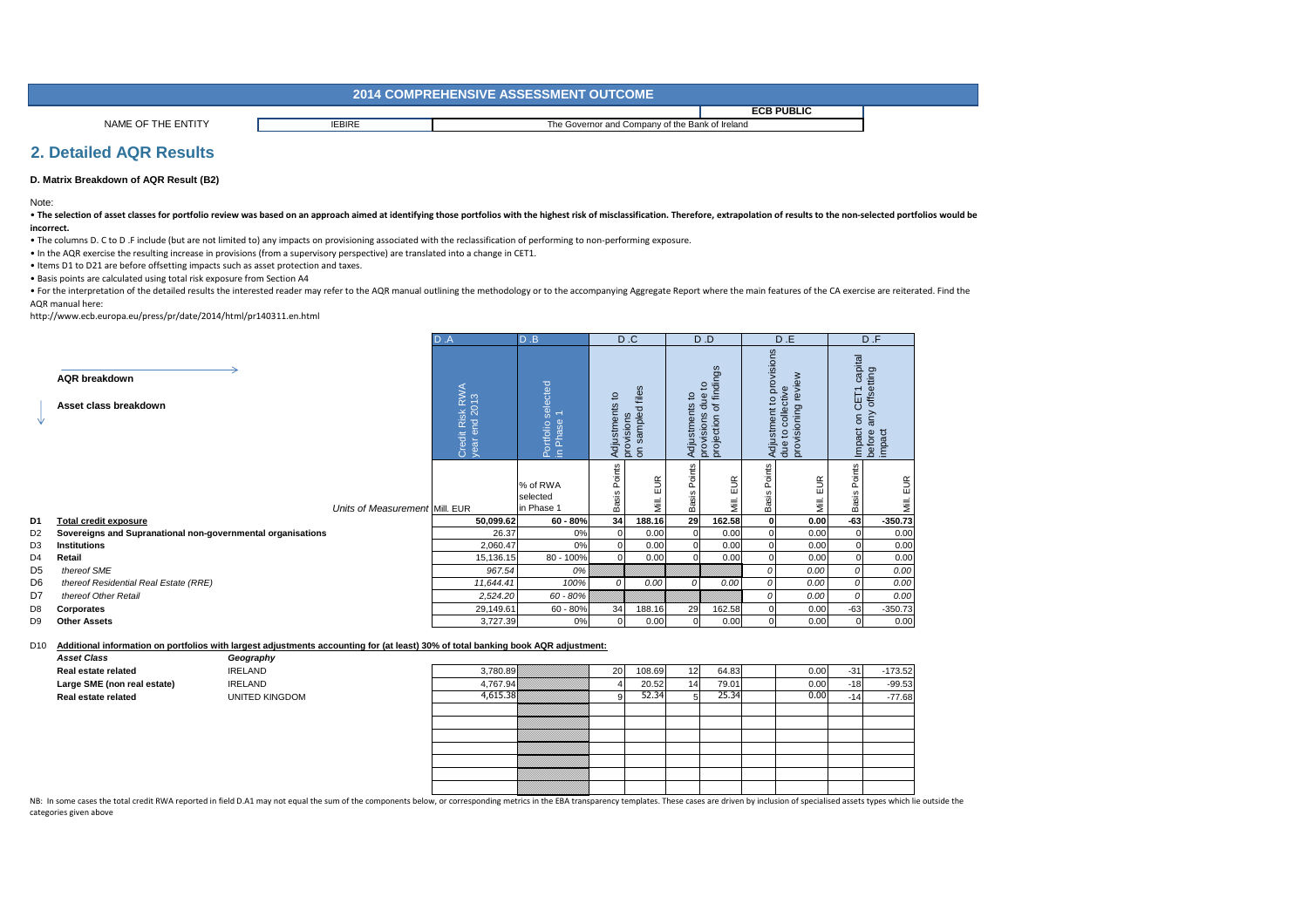# 2014 COMPREHENSIVE ASSESSMENT OUTCOME

**ECB PUBLIC**

| NAME OF THE ENTITY | IEBIRE | The Governor and Company of the Bank of Ireland |
|---|---|---|

## 2. Detailed AQR Results

### D. Matrix Breakdown of AQR Result (B2)

Note:

- **The selection of asset classes for portfolio review was based on an approach aimed at identifying those portfolios with the highest risk of misclassification. Therefore, extrapolation of results to the non-selected portfolios would be incorrect.**
- The columns D. C to D .F include (but are not limited to) any impacts on provisioning associated with the reclassification of performing to non-performing exposure.
- In the AQR exercise the resulting increase in provisions (from a supervisory perspective) are translated into a change in CET1.
- Items D1 to D21 are before offsetting impacts such as asset protection and taxes.
- Basis points are calculated using total risk exposure from Section A4
- For the interpretation of the detailed results the interested reader may refer to the AQR manual outlining the methodology or to the accompanying Aggregate Report where the main features of the CA exercise are reiterated. Find the AQR manual here:

http://www.ecb.europa.eu/press/pr/date/2014/html/pr140311.en.html

| | AQR breakdown → / Asset class breakdown ↓ | D .A Credit Risk RWA year end 2013 | D .B Portfolio selected in Phase 1 | D .C Adjustments to provisions on sampled files | | D .D Adjustments to provisions due to projection of findings | | D .E Adjustment to provisions due to collective provisioning review | | D .F Impact on CET1 capital before any offsetting impact | |
|---|---|---|---|---|---|---|---|---|---|---|---|
| | Units of Measurement | Mill. EUR | % of RWA selected in Phase 1 | Basis Points | Mill. EUR | Basis Points | Mill. EUR | Basis Points | Mill. EUR | Basis Points | Mill. EUR |
| D1 | **Total credit exposure** | **50,099.62** | **60 - 80%** | **34** | **188.16** | **29** | **162.58** | **0** | **0.00** | **-63** | **-350.73** |
| D2 | **Sovereigns and Supranational non-governmental organisations** | 26.37 | 0% | 0 | 0.00 | 0 | 0.00 | 0 | 0.00 | 0 | 0.00 |
| D3 | **Institutions** | 2,060.47 | 0% | 0 | 0.00 | 0 | 0.00 | 0 | 0.00 | 0 | 0.00 |
| D4 | **Retail** | 15,136.15 | 80 - 100% | 0 | 0.00 | 0 | 0.00 | 0 | 0.00 | 0 | 0.00 |
| D5 | *thereof SME* | *967.54* | *0%* | | | | | *0* | *0.00* | *0* | *0.00* |
| D6 | *thereof Residential Real Estate (RRE)* | *11,644.41* | *100%* | *0* | *0.00* | *0* | *0.00* | *0* | *0.00* | *0* | *0.00* |
| D7 | *thereof Other Retail* | *2,524.20* | *60 - 80%* | | | | | *0* | *0.00* | *0* | *0.00* |
| D8 | **Corporates** | 29,149.61 | 60 - 80% | 34 | 188.16 | 29 | 162.58 | 0 | 0.00 | -63 | -350.73 |
| D9 | **Other Assets** | 3,727.39 | 0% | 0 | 0.00 | 0 | 0.00 | 0 | 0.00 | 0 | 0.00 |

D10 **Additional information on portfolios with largest adjustments accounting for (at least) 30% of total banking book AQR adjustment:**

| *Asset Class* | *Geography* | D .A Mill. EUR | D .B | D .C Basis Points | D .C Mill. EUR | D .D Basis Points | D .D Mill. EUR | D .E Basis Points | D .E Mill. EUR | D .F Basis Points | D .F Mill. EUR |
|---|---|---|---|---|---|---|---|---|---|---|---|
| **Real estate related** | IRELAND | 3,780.89 | | 20 | 108.69 | 12 | 64.83 | | 0.00 | -31 | -173.52 |
| **Large SME (non real estate)** | IRELAND | 4,767.94 | | 4 | 20.52 | 14 | 79.01 | | 0.00 | -18 | -99.53 |
| **Real estate related** | UNITED KINGDOM | 4,615.38 | | 9 | 52.34 | 5 | 25.34 | | 0.00 | -14 | -77.68 |

NB: In some cases the total credit RWA reported in field D.A1 may not equal the sum of the components below, or corresponding metrics in the EBA transparency templates. These cases are driven by inclusion of specialised assets types which lie outside the categories given above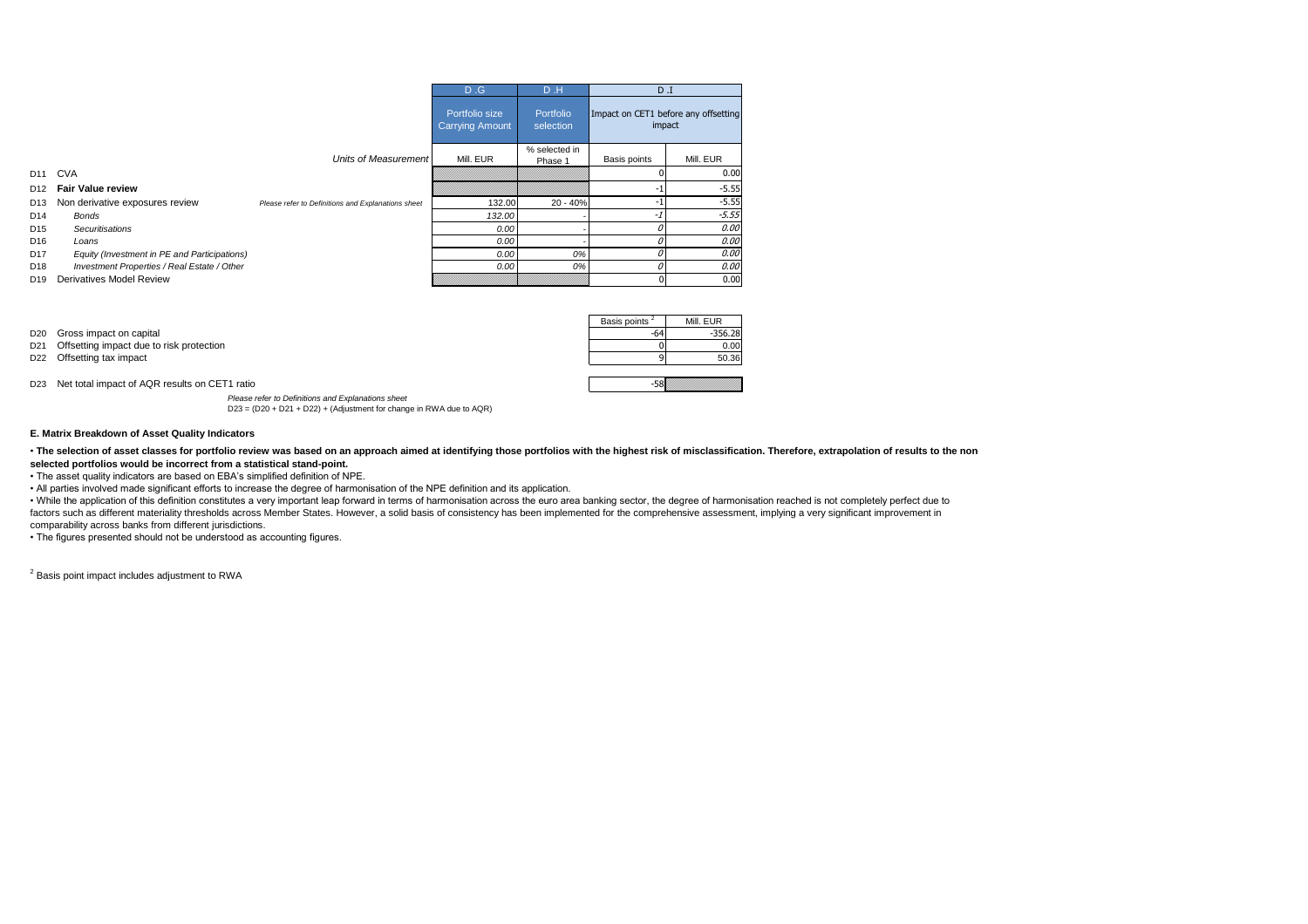| | | | D .G | D .H | D .I | |
|---|---|---|---|---|---|---|
| | | | Portfolio size Carrying Amount | Portfolio selection | Impact on CET1 before any offsetting impact | |
| | | Units of Measurement | Mill. EUR | % selected in Phase 1 | Basis points | Mill. EUR |
| D11 | CVA | | | | 0 | 0.00 |
| D12 | **Fair Value review** | | | | -1 | -5.55 |
| D13 | Non derivative exposures review | *Please refer to Definitions and Explanations sheet* | 132.00 | 20 - 40% | -1 | -5.55 |
| D14 | *Bonds* | | *132.00* | - | *-1* | *-5.55* |
| D15 | *Securitisations* | | *0.00* | - | *0* | *0.00* |
| D16 | *Loans* | | *0.00* | - | *0* | *0.00* |
| D17 | *Equity (Investment in PE and Participations)* | | *0.00* | *0%* | *0* | *0.00* |
| D18 | *Investment Properties / Real Estate / Other* | | *0.00* | *0%* | *0* | *0.00* |
| D19 | Derivatives Model Review | | | | 0 | 0.00 |

| | | Basis points [2] | Mill. EUR |
|---|---|---|---|
| D20 | Gross impact on capital | -64 | -356.28 |
| D21 | Offsetting impact due to risk protection | 0 | 0.00 |
| D22 | Offsetting tax impact | 9 | 50.36 |
| D23 | Net total impact of AQR results on CET1 ratio | -58 | |

*Please refer to Definitions and Explanations sheet*

D23 = (D20 + D21 + D22) + (Adjustment for change in RWA due to AQR)

**E. Matrix Breakdown of Asset Quality Indicators**

• **The selection of asset classes for portfolio review was based on an approach aimed at identifying those portfolios with the highest risk of misclassification. Therefore, extrapolation of results to the non selected portfolios would be incorrect from a statistical stand-point.**

• The asset quality indicators are based on EBA's simplified definition of NPE.

• All parties involved made significant efforts to increase the degree of harmonisation of the NPE definition and its application.

• While the application of this definition constitutes a very important leap forward in terms of harmonisation across the euro area banking sector, the degree of harmonisation reached is not completely perfect due to factors such as different materiality thresholds across Member States. However, a solid basis of consistency has been implemented for the comprehensive assessment, implying a very significant improvement in comparability across banks from different jurisdictions.

• The figures presented should not be understood as accounting figures.

[2] Basis point impact includes adjustment to RWA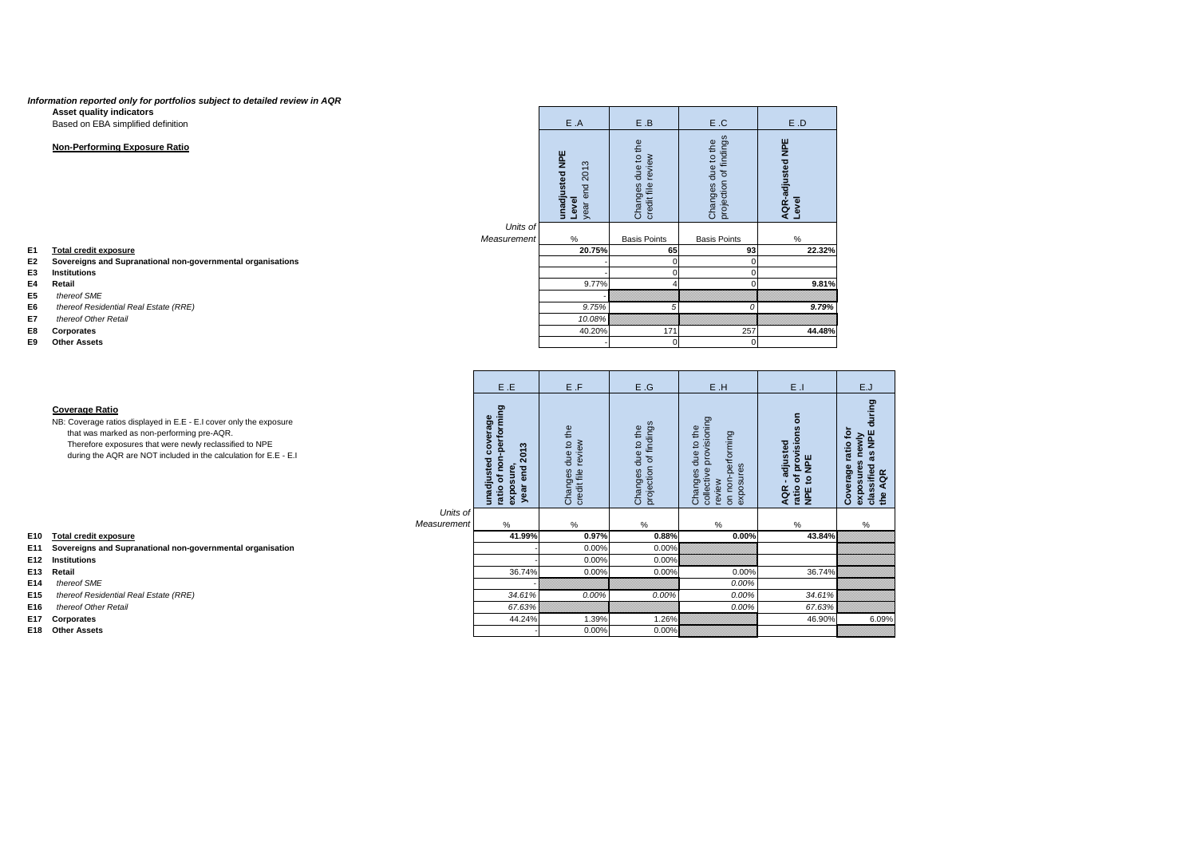***Information reported only for portfolios subject to detailed review in AQR***

**Asset quality indicators**

Based on EBA simplified definition

**Non-Performing Exposure Ratio**

| | | E .A | E .B | E .C | E .D |
|---|---|---|---|---|---|
| | | **unadjusted NPE Level** year end 2013 | Changes due to the credit file review | Changes due to the projection of findings | **AQR-adjusted NPE Level** |
| | Units of Measurement | % | Basis Points | Basis Points | % |
| E1 | **Total credit exposure** | **20.75%** | **65** | **93** | **22.32%** |
| E2 | **Sovereigns and Supranational non-governmental organisations** | - | 0 | 0 | |
| E3 | **Institutions** | - | 0 | 0 | |
| E4 | **Retail** | 9.77% | 4 | 0 | **9.81%** |
| E5 | *thereof SME* | - | | | |
| E6 | *thereof Residential Real Estate (RRE)* | *9.75%* | *5* | *0* | ***9.79%*** |
| E7 | *thereof Other Retail* | *10.08%* | | | |
| E8 | **Corporates** | 40.20% | 171 | 257 | **44.48%** |
| E9 | **Other Assets** | - | 0 | 0 | |

**Coverage Ratio**

NB: Coverage ratios displayed in E.E - E.I cover only the exposure that was marked as non-performing pre-AQR.
Therefore exposures that were newly reclassified to NPE during the AQR are NOT included in the calculation for E.E - E.I

| | | E .E | E .F | E .G | E .H | E .I | E.J |
|---|---|---|---|---|---|---|---|
| | | **unadjusted coverage ratio of non-performing exposure, year end 2013** | Changes due to the credit file review | Changes due to the projection of findings | Changes due to the collective provisioning review on non-performing exposures | **AQR - adjusted ratio of provisions on NPE to NPE** | **Coverage ratio for exposures newly classified as NPE during the AQR** |
| | Units of Measurement | % | % | % | % | % | % |
| E10 | **Total credit exposure** | **41.99%** | **0.97%** | **0.88%** | **0.00%** | **43.84%** | |
| E11 | **Sovereigns and Supranational non-governmental organisation** | - | 0.00% | 0.00% | | | |
| E12 | **Institutions** | - | 0.00% | 0.00% | | | |
| E13 | **Retail** | 36.74% | 0.00% | 0.00% | 0.00% | 36.74% | |
| E14 | *thereof SME* | - | | | *0.00%* | | |
| E15 | *thereof Residential Real Estate (RRE)* | *34.61%* | *0.00%* | *0.00%* | *0.00%* | *34.61%* | |
| E16 | *thereof Other Retail* | *67.63%* | | | *0.00%* | *67.63%* | |
| E17 | **Corporates** | 44.24% | 1.39% | 1.26% | | 46.90% | 6.09% |
| E18 | **Other Assets** | - | 0.00% | 0.00% | | | |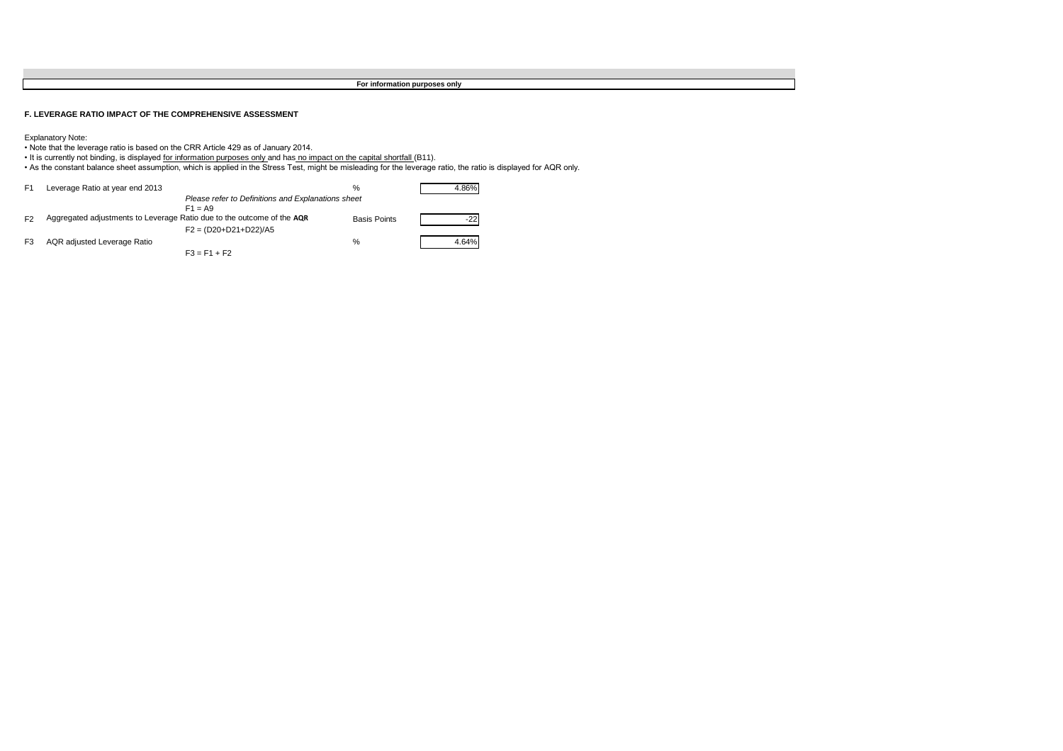**For information purposes only**

## F. LEVERAGE RATIO IMPACT OF THE COMPREHENSIVE ASSESSMENT

Explanatory Note:

- Note that the leverage ratio is based on the CRR Article 429 as of January 2014.
- It is currently not binding, is displayed for information purposes only and has no impact on the capital shortfall (B11).
- As the constant balance sheet assumption, which is applied in the Stress Test, might be misleading for the leverage ratio, the ratio is displayed for AQR only.

| | | | | |
|---|---|---|---|---|
| F1 | Leverage Ratio at year end 2013 | *Please refer to Definitions and Explanations sheet*<br>F1 = A9 | % | 4.86% |
| F2 | Aggregated adjustments to Leverage Ratio due to the outcome of the **AQR** | F2 = (D20+D21+D22)/A5 | Basis Points | -22 |
| F3 | AQR adjusted Leverage Ratio | F3 = F1 + F2 | % | 4.64% |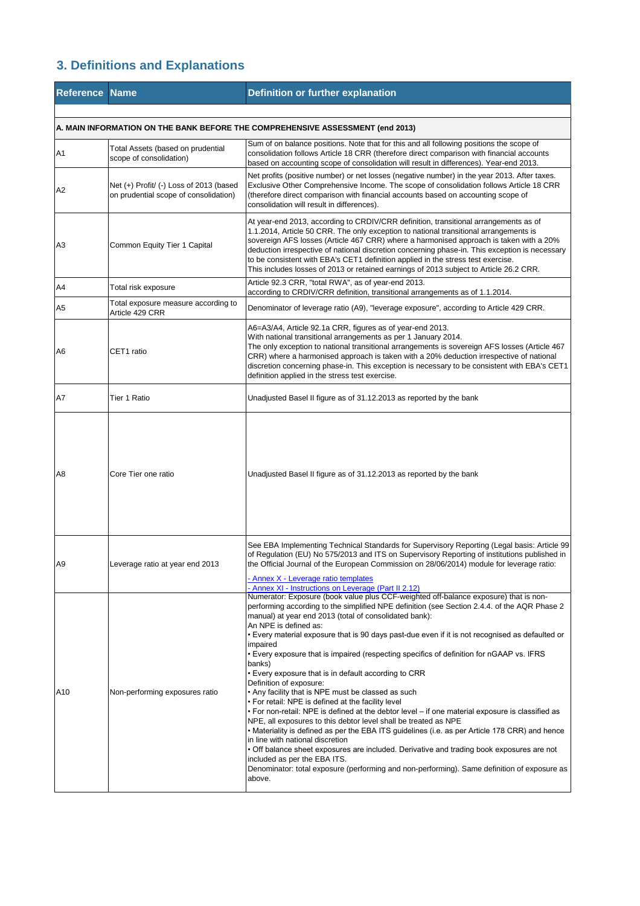## 3. Definitions and Explanations

| Reference | Name | Definition or further explanation |
|---|---|---|
| **A. MAIN INFORMATION ON THE BANK BEFORE THE COMPREHENSIVE ASSESSMENT (end 2013)** | | |
| A1 | Total Assets (based on prudential scope of consolidation) | Sum of on balance positions. Note that for this and all following positions the scope of consolidation follows Article 18 CRR (therefore direct comparison with financial accounts based on accounting scope of consolidation will result in differences). Year-end 2013. |
| A2 | Net (+) Profit/ (-) Loss of 2013 (based on prudential scope of consolidation) | Net profits (positive number) or net losses (negative number) in the year 2013. After taxes. Exclusive Other Comprehensive Income. The scope of consolidation follows Article 18 CRR (therefore direct comparison with financial accounts based on accounting scope of consolidation will result in differences). |
| A3 | Common Equity Tier 1 Capital | At year-end 2013, according to CRDIV/CRR definition, transitional arrangements as of 1.1.2014, Article 50 CRR. The only exception to national transitional arrangements is sovereign AFS losses (Article 467 CRR) where a harmonised approach is taken with a 20% deduction irrespective of national discretion concerning phase-in. This exception is necessary to be consistent with EBA's CET1 definition applied in the stress test exercise.<br>This includes losses of 2013 or retained earnings of 2013 subject to Article 26.2 CRR. |
| A4 | Total risk exposure | Article 92.3 CRR, "total RWA", as of year-end 2013.<br>according to CRDIV/CRR definition, transitional arrangements as of 1.1.2014. |
| A5 | Total exposure measure according to Article 429 CRR | Denominator of leverage ratio (A9), "leverage exposure", according to Article 429 CRR. |
| A6 | CET1 ratio | A6=A3/A4, Article 92.1a CRR, figures as of year-end 2013.<br>With national transitional arrangements as per 1 January 2014.<br>The only exception to national transitional arrangements is sovereign AFS losses (Article 467 CRR) where a harmonised approach is taken with a 20% deduction irrespective of national discretion concerning phase-in. This exception is necessary to be consistent with EBA's CET1 definition applied in the stress test exercise. |
| A7 | Tier 1 Ratio | Unadjusted Basel II figure as of 31.12.2013 as reported by the bank |
| A8 | Core Tier one ratio | Unadjusted Basel II figure as of 31.12.2013 as reported by the bank |
| A9 | Leverage ratio at year end 2013 | See EBA Implementing Technical Standards for Supervisory Reporting (Legal basis: Article 99 of Regulation (EU) No 575/2013 and ITS on Supervisory Reporting of institutions published in the Official Journal of the European Commission on 28/06/2014) module for leverage ratio:<br>- Annex X - Leverage ratio templates<br>- Annex XI - Instructions on Leverage (Part II 2.12) |
| A10 | Non-performing exposures ratio | Numerator: Exposure (book value plus CCF-weighted off-balance exposure) that is non-performing according to the simplified NPE definition (see Section 2.4.4. of the AQR Phase 2 manual) at year end 2013 (total of consolidated bank):<br>An NPE is defined as:<br>• Every material exposure that is 90 days past-due even if it is not recognised as defaulted or impaired<br>• Every exposure that is impaired (respecting specifics of definition for nGAAP vs. IFRS banks)<br>• Every exposure that is in default according to CRR<br>Definition of exposure:<br>• Any facility that is NPE must be classed as such<br>• For retail: NPE is defined at the facility level<br>• For non-retail: NPE is defined at the debtor level – if one material exposure is classified as NPE, all exposures to this debtor level shall be treated as NPE<br>• Materiality is defined as per the EBA ITS guidelines (i.e. as per Article 178 CRR) and hence in line with national discretion<br>• Off balance sheet exposures are included. Derivative and trading book exposures are not included as per the EBA ITS.<br>Denominator: total exposure (performing and non-performing). Same definition of exposure as above. |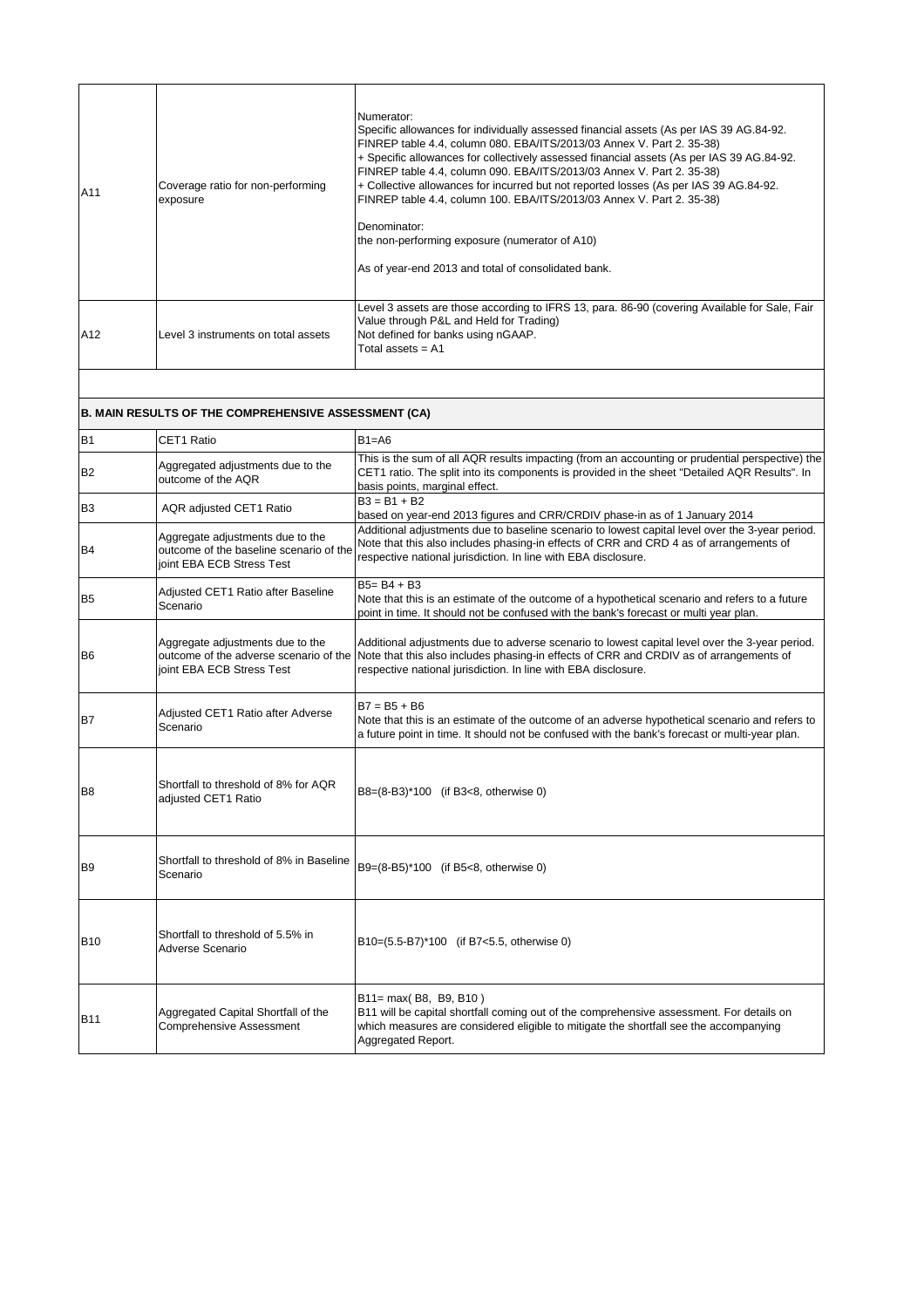| | | |
|---|---|---|
| A11 | Coverage ratio for non-performing exposure | Numerator:<br>Specific allowances for individually assessed financial assets (As per IAS 39 AG.84-92. FINREP table 4.4, column 080. EBA/ITS/2013/03 Annex V. Part 2. 35-38)<br>+ Specific allowances for collectively assessed financial assets (As per IAS 39 AG.84-92. FINREP table 4.4, column 090. EBA/ITS/2013/03 Annex V. Part 2. 35-38)<br>+ Collective allowances for incurred but not reported losses (As per IAS 39 AG.84-92. FINREP table 4.4, column 100. EBA/ITS/2013/03 Annex V. Part 2. 35-38)<br><br>Denominator:<br>the non-performing exposure (numerator of A10)<br><br>As of year-end 2013 and total of consolidated bank. |
| A12 | Level 3 instruments on total assets | Level 3 assets are those according to IFRS 13, para. 86-90 (covering Available for Sale, Fair Value through P&L and Held for Trading)<br>Not defined for banks using nGAAP.<br>Total assets = A1 |
| | | |
| **B. MAIN RESULTS OF THE COMPREHENSIVE ASSESSMENT (CA)** | | |
| B1 | CET1 Ratio | B1=A6 |
| B2 | Aggregated adjustments due to the outcome of the AQR | This is the sum of all AQR results impacting (from an accounting or prudential perspective) the CET1 ratio. The split into its components is provided in the sheet "Detailed AQR Results". In basis points, marginal effect. |
| B3 | AQR adjusted CET1 Ratio | B3 = B1 + B2<br>based on year-end 2013 figures and CRR/CRDIV phase-in as of 1 January 2014 |
| B4 | Aggregate adjustments due to the outcome of the baseline scenario of the joint EBA ECB Stress Test | Additional adjustments due to baseline scenario to lowest capital level over the 3-year period. Note that this also includes phasing-in effects of CRR and CRD 4 as of arrangements of respective national jurisdiction. In line with EBA disclosure. |
| B5 | Adjusted CET1 Ratio after Baseline Scenario | B5= B4 + B3<br>Note that this is an estimate of the outcome of a hypothetical scenario and refers to a future point in time. It should not be confused with the bank's forecast or multi year plan. |
| B6 | Aggregate adjustments due to the outcome of the adverse scenario of the joint EBA ECB Stress Test | Additional adjustments due to adverse scenario to lowest capital level over the 3-year period. Note that this also includes phasing-in effects of CRR and CRDIV as of arrangements of respective national jurisdiction. In line with EBA disclosure. |
| B7 | Adjusted CET1 Ratio after Adverse Scenario | B7 = B5 + B6<br>Note that this is an estimate of the outcome of an adverse hypothetical scenario and refers to a future point in time. It should not be confused with the bank's forecast or multi-year plan. |
| B8 | Shortfall to threshold of 8% for AQR adjusted CET1 Ratio | B8=(8-B3)*100 (if B3<8, otherwise 0) |
| B9 | Shortfall to threshold of 8% in Baseline Scenario | B9=(8-B5)*100 (if B5<8, otherwise 0) |
| B10 | Shortfall to threshold of 5.5% in Adverse Scenario | B10=(5.5-B7)*100 (if B7<5.5, otherwise 0) |
| B11 | Aggregated Capital Shortfall of the Comprehensive Assessment | B11= max( B8, B9, B10 )<br>B11 will be capital shortfall coming out of the comprehensive assessment. For details on which measures are considered eligible to mitigate the shortfall see the accompanying Aggregated Report. |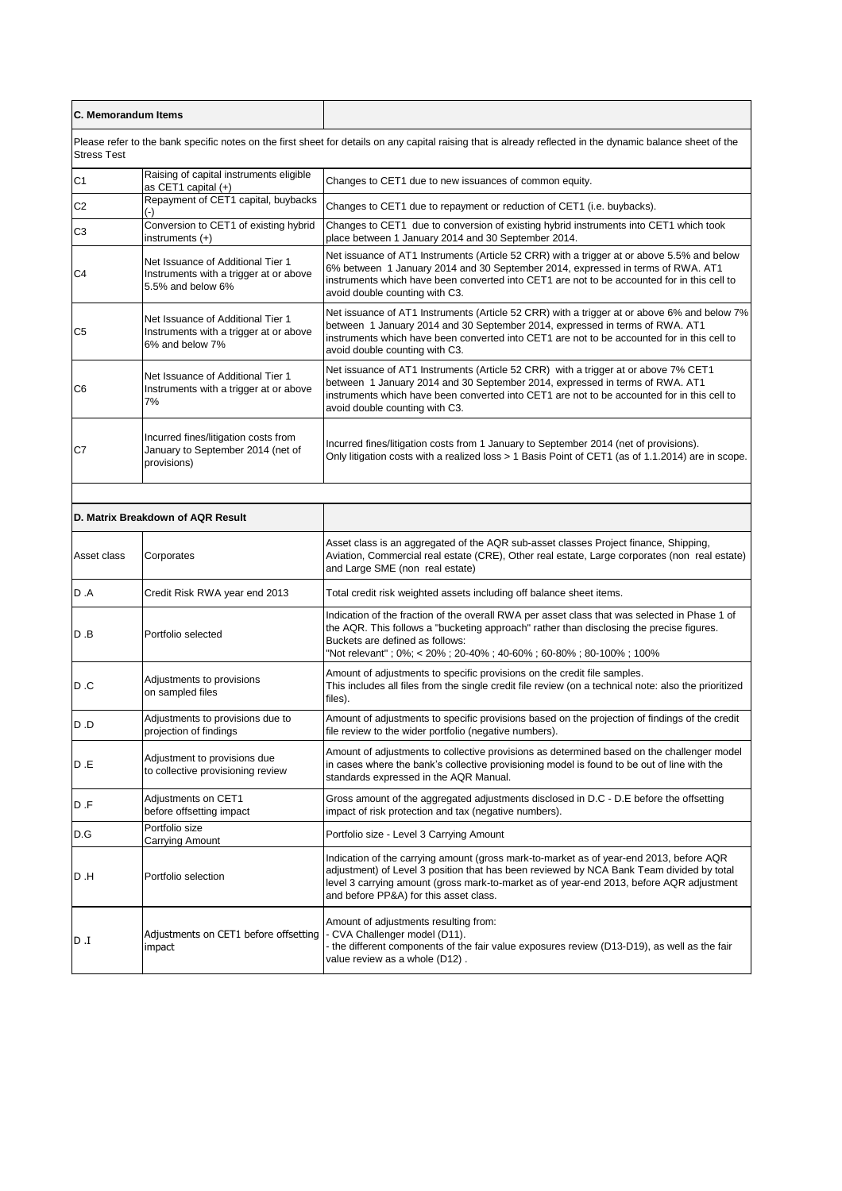| C. Memorandum Items | | |
|---|---|---|
| Please refer to the bank specific notes on the first sheet for details on any capital raising that is already reflected in the dynamic balance sheet of the Stress Test | | |
| C1 | Raising of capital instruments eligible as CET1 capital (+) | Changes to CET1 due to new issuances of common equity. |
| C2 | Repayment of CET1 capital, buybacks (-) | Changes to CET1 due to repayment or reduction of CET1 (i.e. buybacks). |
| C3 | Conversion to CET1 of existing hybrid instruments (+) | Changes to CET1 due to conversion of existing hybrid instruments into CET1 which took place between 1 January 2014 and 30 September 2014. |
| C4 | Net Issuance of Additional Tier 1 Instruments with a trigger at or above 5.5% and below 6% | Net issuance of AT1 Instruments (Article 52 CRR) with a trigger at or above 5.5% and below 6% between 1 January 2014 and 30 September 2014, expressed in terms of RWA. AT1 instruments which have been converted into CET1 are not to be accounted for in this cell to avoid double counting with C3. |
| C5 | Net Issuance of Additional Tier 1 Instruments with a trigger at or above 6% and below 7% | Net issuance of AT1 Instruments (Article 52 CRR) with a trigger at or above 6% and below 7% between 1 January 2014 and 30 September 2014, expressed in terms of RWA. AT1 instruments which have been converted into CET1 are not to be accounted for in this cell to avoid double counting with C3. |
| C6 | Net Issuance of Additional Tier 1 Instruments with a trigger at or above 7% | Net issuance of AT1 Instruments (Article 52 CRR) with a trigger at or above 7% CET1 between 1 January 2014 and 30 September 2014, expressed in terms of RWA. AT1 instruments which have been converted into CET1 are not to be accounted for in this cell to avoid double counting with C3. |
| C7 | Incurred fines/litigation costs from January to September 2014 (net of provisions) | Incurred fines/litigation costs from 1 January to September 2014 (net of provisions).<br>Only litigation costs with a realized loss > 1 Basis Point of CET1 (as of 1.1.2014) are in scope. |

| D. Matrix Breakdown of AQR Result | | |
|---|---|---|
| Asset class | Corporates | Asset class is an aggregated of the AQR sub-asset classes Project finance, Shipping, Aviation, Commercial real estate (CRE), Other real estate, Large corporates (non real estate) and Large SME (non real estate) |
| D .A | Credit Risk RWA year end 2013 | Total credit risk weighted assets including off balance sheet items. |
| D .B | Portfolio selected | Indication of the fraction of the overall RWA per asset class that was selected in Phase 1 of the AQR. This follows a "bucketing approach" rather than disclosing the precise figures. Buckets are defined as follows:<br>"Not relevant" ; 0%; < 20% ; 20-40% ; 40-60% ; 60-80% ; 80-100% ; 100% |
| D .C | Adjustments to provisions on sampled files | Amount of adjustments to specific provisions on the credit file samples.<br>This includes all files from the single credit file review (on a technical note: also the prioritized files). |
| D .D | Adjustments to provisions due to projection of findings | Amount of adjustments to specific provisions based on the projection of findings of the credit file review to the wider portfolio (negative numbers). |
| D .E | Adjustment to provisions due to collective provisioning review | Amount of adjustments to collective provisions as determined based on the challenger model in cases where the bank's collective provisioning model is found to be out of line with the standards expressed in the AQR Manual. |
| D .F | Adjustments on CET1 before offsetting impact | Gross amount of the aggregated adjustments disclosed in D.C - D.E before the offsetting impact of risk protection and tax (negative numbers). |
| D.G | Portfolio size Carrying Amount | Portfolio size - Level 3 Carrying Amount |
| D .H | Portfolio selection | Indication of the carrying amount (gross mark-to-market as of year-end 2013, before AQR adjustment) of Level 3 position that has been reviewed by NCA Bank Team divided by total level 3 carrying amount (gross mark-to-market as of year-end 2013, before AQR adjustment and before PP&A) for this asset class. |
| D .I | Adjustments on CET1 before offsetting impact | Amount of adjustments resulting from:<br>- CVA Challenger model (D11).<br>- the different components of the fair value exposures review (D13-D19), as well as the fair value review as a whole (D12) . |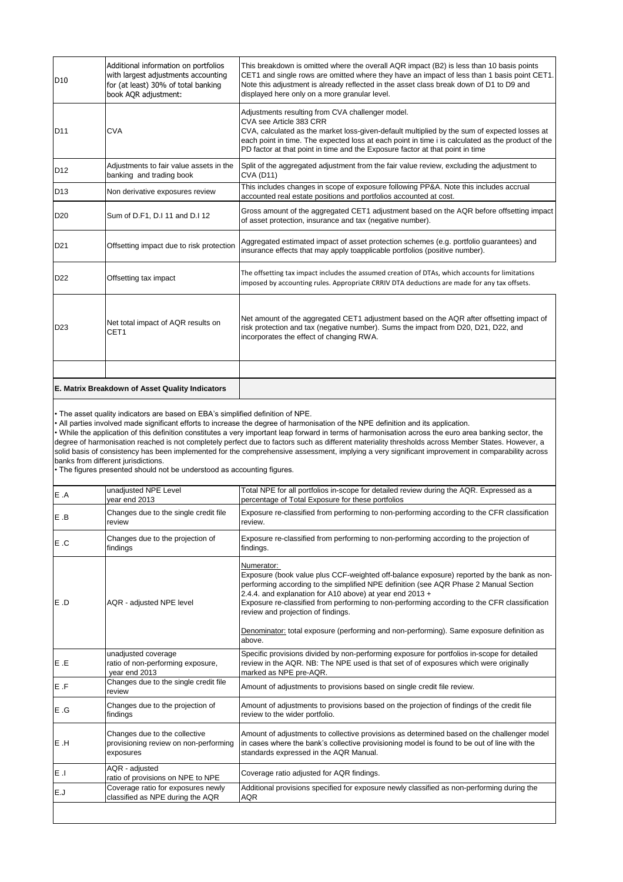| | | |
|---|---|---|
| D10 | Additional information on portfolios with largest adjustments accounting for (at least) 30% of total banking book AQR adjustment: | This breakdown is omitted where the overall AQR impact (B2) is less than 10 basis points CET1 and single rows are omitted where they have an impact of less than 1 basis point CET1. Note this adjustment is already reflected in the asset class break down of D1 to D9 and displayed here only on a more granular level. |
| D11 | CVA | Adjustments resulting from CVA challenger model.<br>CVA see Article 383 CRR<br>CVA, calculated as the market loss-given-default multiplied by the sum of expected losses at each point in time. The expected loss at each point in time i is calculated as the product of the PD factor at that point in time and the Exposure factor at that point in time |
| D12 | Adjustments to fair value assets in the banking and trading book | Split of the aggregated adjustment from the fair value review, excluding the adjustment to CVA (D11) |
| D13 | Non derivative exposures review | This includes changes in scope of exposure following PP&A. Note this includes accrual accounted real estate positions and portfolios accounted at cost. |
| D20 | Sum of D.F1, D.I 11 and D.I 12 | Gross amount of the aggregated CET1 adjustment based on the AQR before offsetting impact of asset protection, insurance and tax (negative number). |
| D21 | Offsetting impact due to risk protection | Aggregated estimated impact of asset protection schemes (e.g. portfolio guarantees) and insurance effects that may apply toapplicable portfolios (positive number). |
| D22 | Offsetting tax impact | The offsetting tax impact includes the assumed creation of DTAs, which accounts for limitations imposed by accounting rules. Appropriate CRRIV DTA deductions are made for any tax offsets. |
| D23 | Net total impact of AQR results on CET1 | Net amount of the aggregated CET1 adjustment based on the AQR after offsetting impact of risk protection and tax (negative number). Sums the impact from D20, D21, D22, and incorporates the effect of changing RWA. |

**E. Matrix Breakdown of Asset Quality Indicators**

- The asset quality indicators are based on EBA's simplified definition of NPE.
- All parties involved made significant efforts to increase the degree of harmonisation of the NPE definition and its application.
- While the application of this definition constitutes a very important leap forward in terms of harmonisation across the euro area banking sector, the degree of harmonisation reached is not completely perfect due to factors such as different materiality thresholds across Member States. However, a solid basis of consistency has been implemented for the comprehensive assessment, implying a very significant improvement in comparability across banks from different jurisdictions.
- The figures presented should not be understood as accounting figures.

| | | |
|---|---|---|
| E .A | unadjusted NPE Level year end 2013 | Total NPE for all portfolios in-scope for detailed review during the AQR. Expressed as a percentage of Total Exposure for these portfolios |
| E .B | Changes due to the single credit file review | Exposure re-classified from performing to non-performing according to the CFR classification review. |
| E .C | Changes due to the projection of findings | Exposure re-classified from performing to non-performing according to the projection of findings. |
| E .D | AQR - adjusted NPE level | Numerator:<br>Exposure (book value plus CCF-weighted off-balance exposure) reported by the bank as non-performing according to the simplified NPE definition (see AQR Phase 2 Manual Section 2.4.4. and explanation for A10 above) at year end 2013 +<br>Exposure re-classified from performing to non-performing according to the CFR classification review and projection of findings.<br><br>Denominator: total exposure (performing and non-performing). Same exposure definition as above. |
| E .E | unadjusted coverage ratio of non-performing exposure, year end 2013 | Specific provisions divided by non-performing exposure for portfolios in-scope for detailed review in the AQR. NB: The NPE used is that set of of exposures which were originally marked as NPE pre-AQR. |
| E .F | Changes due to the single credit file review | Amount of adjustments to provisions based on single credit file review. |
| E .G | Changes due to the projection of findings | Amount of adjustments to provisions based on the projection of findings of the credit file review to the wider portfolio. |
| E .H | Changes due to the collective provisioning review on non-performing exposures | Amount of adjustments to collective provisions as determined based on the challenger model in cases where the bank's collective provisioning model is found to be out of line with the standards expressed in the AQR Manual. |
| E .I | AQR - adjusted ratio of provisions on NPE to NPE | Coverage ratio adjusted for AQR findings. |
| E.J | Coverage ratio for exposures newly classified as NPE during the AQR | Additional provisions specified for exposure newly classified as non-performing during the AQR |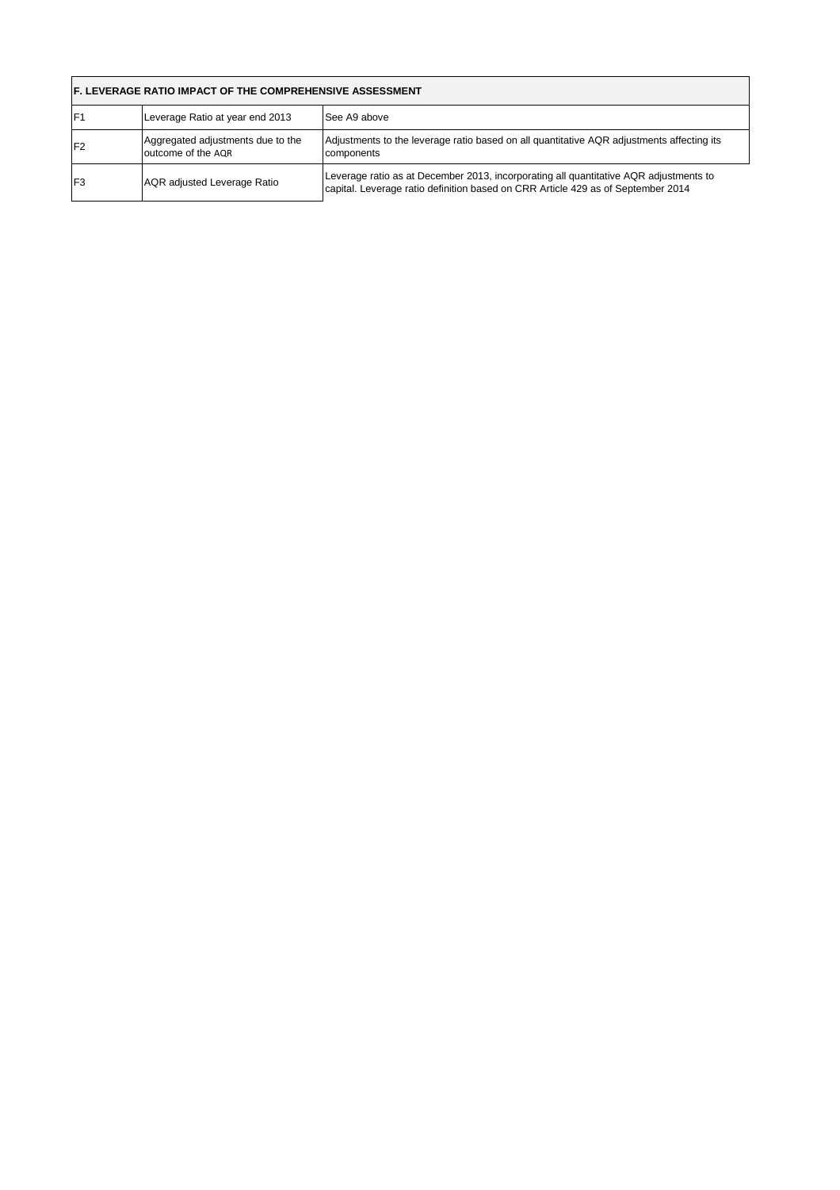| F. LEVERAGE RATIO IMPACT OF THE COMPREHENSIVE ASSESSMENT | | |
|---|---|---|
| F1 | Leverage Ratio at year end 2013 | See A9 above |
| F2 | Aggregated adjustments due to the outcome of the AQR | Adjustments to the leverage ratio based on all quantitative AQR adjustments affecting its components |
| F3 | AQR adjusted Leverage Ratio | Leverage ratio as at December 2013, incorporating all quantitative AQR adjustments to capital. Leverage ratio definition based on CRR Article 429 as of September 2014 |